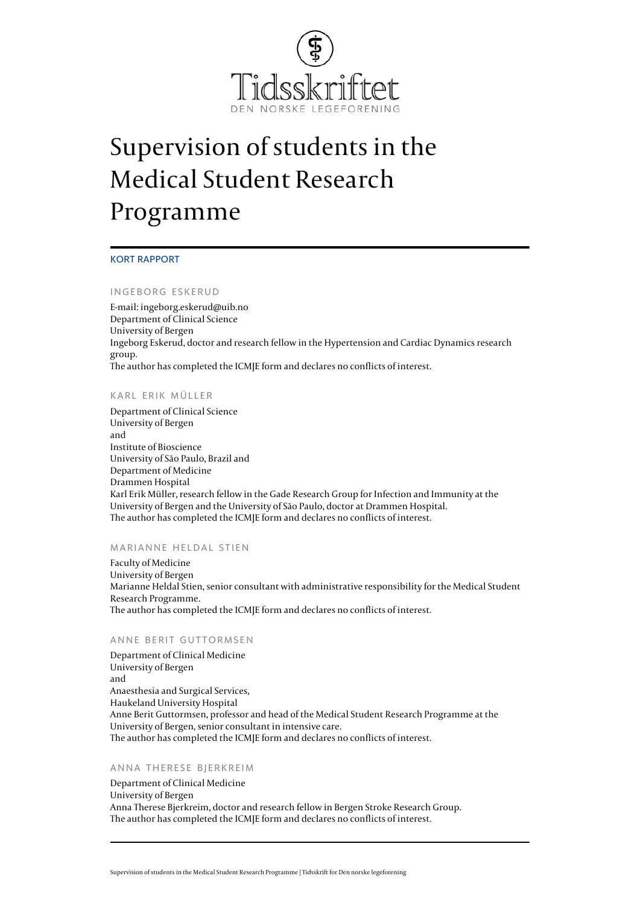# Supervision of students in the Medical Student Research Programme

KORT RAPPORT

INGEBORG ESKERUD

E-mail: ingeborg.eskerud@uib.no
Department of Clinical Science
University of Bergen
Ingeborg Eskerud, doctor and research fellow in the Hypertension and Cardiac Dynamics research group.
The author has completed the ICMJE form and declares no conflicts of interest.

KARL ERIK MÜLLER

Department of Clinical Science
University of Bergen
and
Institute of Bioscience
University of São Paulo, Brazil and
Department of Medicine
Drammen Hospital
Karl Erik Müller, research fellow in the Gade Research Group for Infection and Immunity at the University of Bergen and the University of São Paulo, doctor at Drammen Hospital.
The author has completed the ICMJE form and declares no conflicts of interest.

MARIANNE HELDAL STIEN

Faculty of Medicine
University of Bergen
Marianne Heldal Stien, senior consultant with administrative responsibility for the Medical Student Research Programme.
The author has completed the ICMJE form and declares no conflicts of interest.

ANNE BERIT GUTTORMSEN

Department of Clinical Medicine
University of Bergen
and
Anaesthesia and Surgical Services,
Haukeland University Hospital
Anne Berit Guttormsen, professor and head of the Medical Student Research Programme at the University of Bergen, senior consultant in intensive care.
The author has completed the ICMJE form and declares no conflicts of interest.

ANNA THERESE BJERKREIM

Department of Clinical Medicine
University of Bergen
Anna Therese Bjerkreim, doctor and research fellow in Bergen Stroke Research Group.
The author has completed the ICMJE form and declares no conflicts of interest.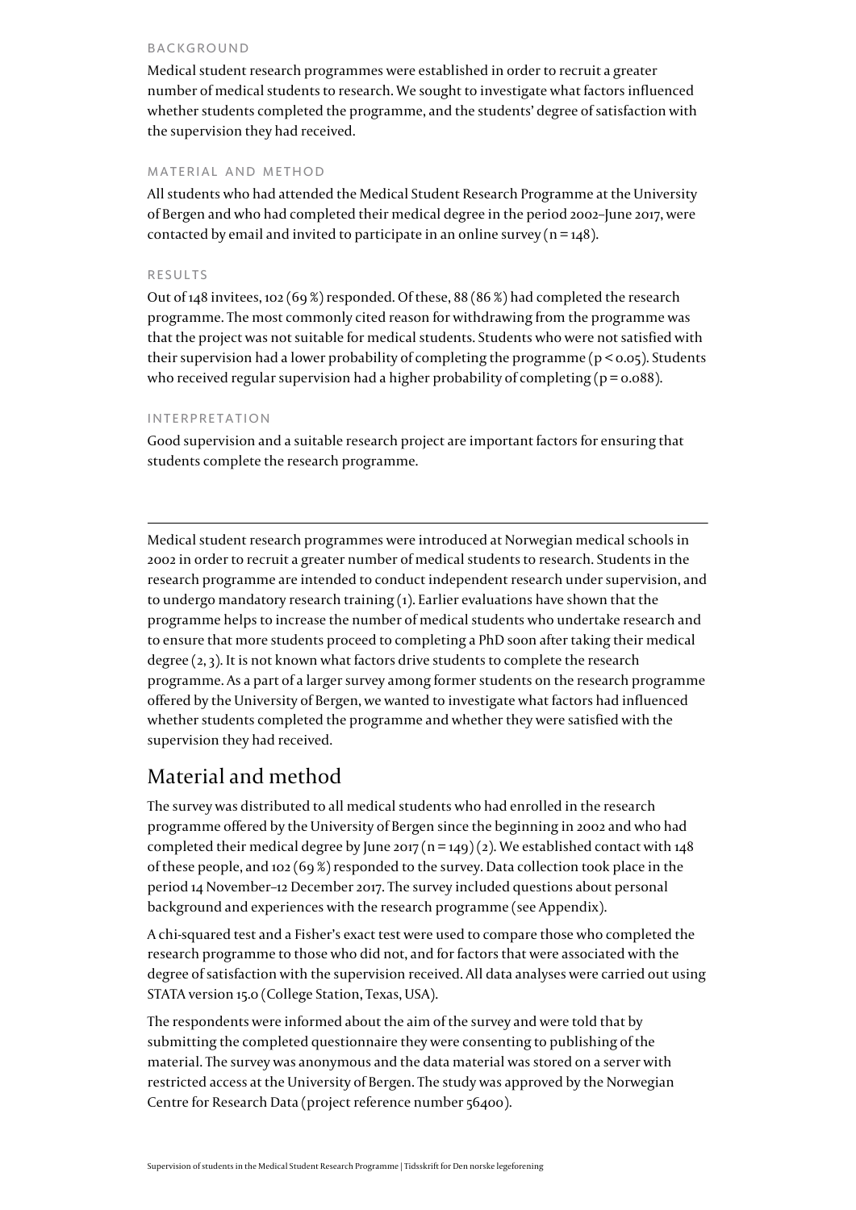BACKGROUND

Medical student research programmes were established in order to recruit a greater number of medical students to research. We sought to investigate what factors influenced whether students completed the programme, and the students' degree of satisfaction with the supervision they had received.

MATERIAL AND METHOD

All students who had attended the Medical Student Research Programme at the University of Bergen and who had completed their medical degree in the period 2002–June 2017, were contacted by email and invited to participate in an online survey (n = 148).

RESULTS

Out of 148 invitees, 102 (69 %) responded. Of these, 88 (86 %) had completed the research programme. The most commonly cited reason for withdrawing from the programme was that the project was not suitable for medical students. Students who were not satisfied with their supervision had a lower probability of completing the programme ($p < 0.05$). Students who received regular supervision had a higher probability of completing ($p = 0.088$).

INTERPRETATION

Good supervision and a suitable research project are important factors for ensuring that students complete the research programme.

---

Medical student research programmes were introduced at Norwegian medical schools in 2002 in order to recruit a greater number of medical students to research. Students in the research programme are intended to conduct independent research under supervision, and to undergo mandatory research training (1). Earlier evaluations have shown that the programme helps to increase the number of medical students who undertake research and to ensure that more students proceed to completing a PhD soon after taking their medical degree (2, 3). It is not known what factors drive students to complete the research programme. As a part of a larger survey among former students on the research programme offered by the University of Bergen, we wanted to investigate what factors had influenced whether students completed the programme and whether they were satisfied with the supervision they had received.

## Material and method

The survey was distributed to all medical students who had enrolled in the research programme offered by the University of Bergen since the beginning in 2002 and who had completed their medical degree by June 2017 (n = 149) (2). We established contact with 148 of these people, and 102 (69 %) responded to the survey. Data collection took place in the period 14 November–12 December 2017. The survey included questions about personal background and experiences with the research programme (see Appendix).

A chi-squared test and a Fisher's exact test were used to compare those who completed the research programme to those who did not, and for factors that were associated with the degree of satisfaction with the supervision received. All data analyses were carried out using STATA version 15.0 (College Station, Texas, USA).

The respondents were informed about the aim of the survey and were told that by submitting the completed questionnaire they were consenting to publishing of the material. The survey was anonymous and the data material was stored on a server with restricted access at the University of Bergen. The study was approved by the Norwegian Centre for Research Data (project reference number 56400).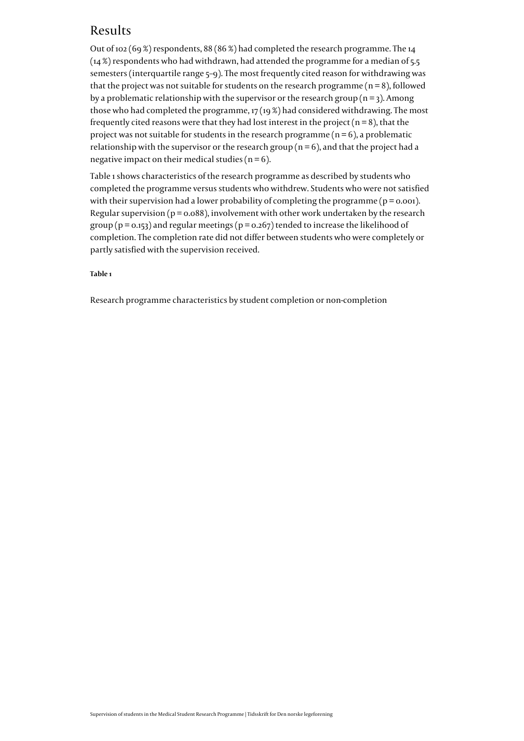# Results

Out of 102 (69 %) respondents, 88 (86 %) had completed the research programme. The 14 (14 %) respondents who had withdrawn, had attended the programme for a median of 5.5 semesters (interquartile range 5–9). The most frequently cited reason for withdrawing was that the project was not suitable for students on the research programme (n = 8), followed by a problematic relationship with the supervisor or the research group (n = 3). Among those who had completed the programme, 17 (19 %) had considered withdrawing. The most frequently cited reasons were that they had lost interest in the project (n = 8), that the project was not suitable for students in the research programme (n = 6), a problematic relationship with the supervisor or the research group (n = 6), and that the project had a negative impact on their medical studies (n = 6).

Table 1 shows characteristics of the research programme as described by students who completed the programme versus students who withdrew. Students who were not satisfied with their supervision had a lower probability of completing the programme (p = 0.001). Regular supervision (p = 0.088), involvement with other work undertaken by the research group (p = 0.153) and regular meetings (p = 0.267) tended to increase the likelihood of completion. The completion rate did not differ between students who were completely or partly satisfied with the supervision received.

**Table 1**

Research programme characteristics by student completion or non-completion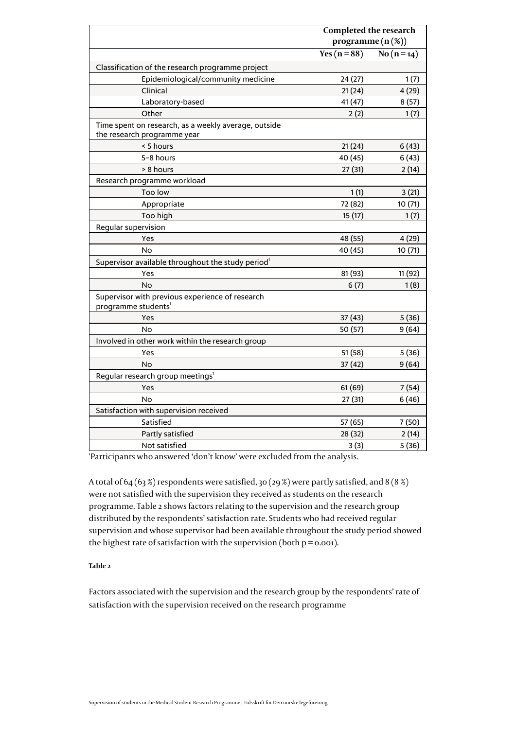| | Completed the research programme (n (%)) | |
|---|---|---|
| | Yes (n = 88) | No (n = 14) |
| Classification of the research programme project | | |
| Epidemiological/community medicine | 24 (27) | 1 (7) |
| Clinical | 21 (24) | 4 (29) |
| Laboratory-based | 41 (47) | 8 (57) |
| Other | 2 (2) | 1 (7) |
| Time spent on research, as a weekly average, outside the research programme year | | |
| < 5 hours | 21 (24) | 6 (43) |
| 5–8 hours | 40 (45) | 6 (43) |
| > 8 hours | 27 (31) | 2 (14) |
| Research programme workload | | |
| Too low | 1 (1) | 3 (21) |
| Appropriate | 72 (82) | 10 (71) |
| Too high | 15 (17) | 1 (7) |
| Regular supervision | | |
| Yes | 48 (55) | 4 (29) |
| No | 40 (45) | 10 (71) |
| Supervisor available throughout the study period[1] | | |
| Yes | 81 (93) | 11 (92) |
| No | 6 (7) | 1 (8) |
| Supervisor with previous experience of research programme students[1] | | |
| Yes | 37 (43) | 5 (36) |
| No | 50 (57) | 9 (64) |
| Involved in other work within the research group | | |
| Yes | 51 (58) | 5 (36) |
| No | 37 (42) | 9 (64) |
| Regular research group meetings[1] | | |
| Yes | 61 (69) | 7 (54) |
| No | 27 (31) | 6 (46) |
| Satisfaction with supervision received | | |
| Satisfied | 57 (65) | 7 (50) |
| Partly satisfied | 28 (32) | 2 (14) |
| Not satisfied | 3 (3) | 5 (36) |

[1]Participants who answered 'don't know' were excluded from the analysis.

A total of 64 (63 %) respondents were satisfied, 30 (29 %) were partly satisfied, and 8 (8 %) were not satisfied with the supervision they received as students on the research programme. Table 2 shows factors relating to the supervision and the research group distributed by the respondents' satisfaction rate. Students who had received regular supervision and whose supervisor had been available throughout the study period showed the highest rate of satisfaction with the supervision (both $p = 0.001$).

**Table 2**

Factors associated with the supervision and the research group by the respondents' rate of satisfaction with the supervision received on the research programme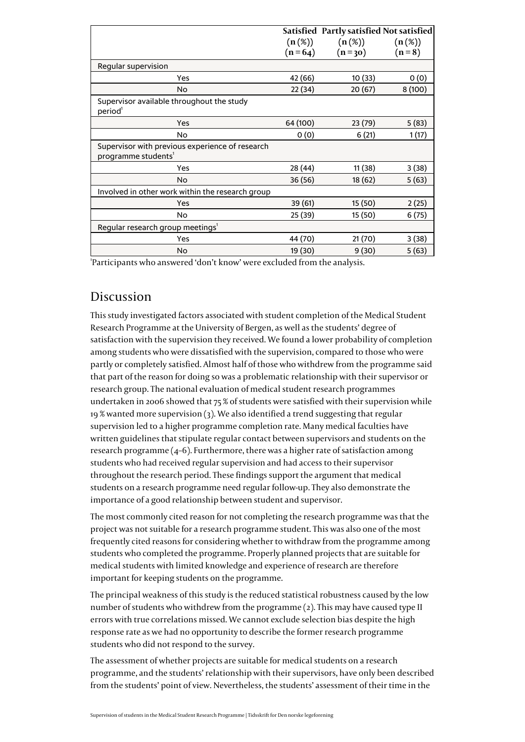| | Satisfied (n (%)) (n = 64) | Partly satisfied (n (%)) (n = 30) | Not satisfied (n (%)) (n = 8) |
|---|---|---|---|
| Regular supervision | | | |
| Yes | 42 (66) | 10 (33) | 0 (0) |
| No | 22 (34) | 20 (67) | 8 (100) |
| Supervisor available throughout the study period[1] | | | |
| Yes | 64 (100) | 23 (79) | 5 (83) |
| No | 0 (0) | 6 (21) | 1 (17) |
| Supervisor with previous experience of research programme students[1] | | | |
| Yes | 28 (44) | 11 (38) | 3 (38) |
| No | 36 (56) | 18 (62) | 5 (63) |
| Involved in other work within the research group | | | |
| Yes | 39 (61) | 15 (50) | 2 (25) |
| No | 25 (39) | 15 (50) | 6 (75) |
| Regular research group meetings[1] | | | |
| Yes | 44 (70) | 21 (70) | 3 (38) |
| No | 19 (30) | 9 (30) | 5 (63) |

[1]Participants who answered 'don't know' were excluded from the analysis.

## Discussion

This study investigated factors associated with student completion of the Medical Student Research Programme at the University of Bergen, as well as the students' degree of satisfaction with the supervision they received. We found a lower probability of completion among students who were dissatisfied with the supervision, compared to those who were partly or completely satisfied. Almost half of those who withdrew from the programme said that part of the reason for doing so was a problematic relationship with their supervisor or research group. The national evaluation of medical student research programmes undertaken in 2006 showed that 75 % of students were satisfied with their supervision while 19 % wanted more supervision (3). We also identified a trend suggesting that regular supervision led to a higher programme completion rate. Many medical faculties have written guidelines that stipulate regular contact between supervisors and students on the research programme (4–6). Furthermore, there was a higher rate of satisfaction among students who had received regular supervision and had access to their supervisor throughout the research period. These findings support the argument that medical students on a research programme need regular follow-up. They also demonstrate the importance of a good relationship between student and supervisor.

The most commonly cited reason for not completing the research programme was that the project was not suitable for a research programme student. This was also one of the most frequently cited reasons for considering whether to withdraw from the programme among students who completed the programme. Properly planned projects that are suitable for medical students with limited knowledge and experience of research are therefore important for keeping students on the programme.

The principal weakness of this study is the reduced statistical robustness caused by the low number of students who withdrew from the programme (2). This may have caused type II errors with true correlations missed. We cannot exclude selection bias despite the high response rate as we had no opportunity to describe the former research programme students who did not respond to the survey.

The assessment of whether projects are suitable for medical students on a research programme, and the students' relationship with their supervisors, have only been described from the students' point of view. Nevertheless, the students' assessment of their time in the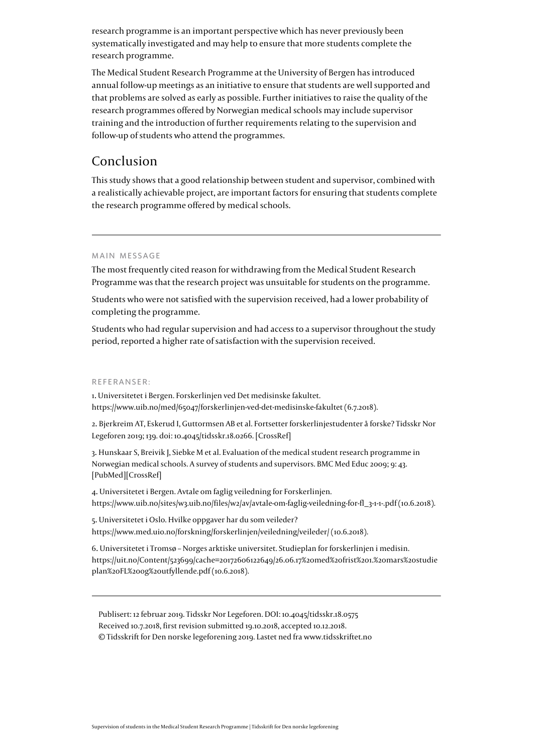research programme is an important perspective which has never previously been systematically investigated and may help to ensure that more students complete the research programme.

The Medical Student Research Programme at the University of Bergen has introduced annual follow-up meetings as an initiative to ensure that students are well supported and that problems are solved as early as possible. Further initiatives to raise the quality of the research programmes offered by Norwegian medical schools may include supervisor training and the introduction of further requirements relating to the supervision and follow-up of students who attend the programmes.

## Conclusion

This study shows that a good relationship between student and supervisor, combined with a realistically achievable project, are important factors for ensuring that students complete the research programme offered by medical schools.

---

MAIN MESSAGE

The most frequently cited reason for withdrawing from the Medical Student Research Programme was that the research project was unsuitable for students on the programme.

Students who were not satisfied with the supervision received, had a lower probability of completing the programme.

Students who had regular supervision and had access to a supervisor throughout the study period, reported a higher rate of satisfaction with the supervision received.

REFERANSER:

1. Universitetet i Bergen. Forskerlinjen ved Det medisinske fakultet. https://www.uib.no/med/65047/forskerlinjen-ved-det-medisinske-fakultet (6.7.2018).

2. Bjerkreim AT, Eskerud I, Guttormsen AB et al. Fortsetter forskerlinjestudenter å forske? Tidsskr Nor Legeforen 2019; 139. doi: 10.4045/tidsskr.18.0266. [CrossRef]

3. Hunskaar S, Breivik J, Siebke M et al. Evaluation of the medical student research programme in Norwegian medical schools. A survey of students and supervisors. BMC Med Educ 2009; 9: 43. [PubMed][CrossRef]

4. Universitetet i Bergen. Avtale om faglig veiledning for Forskerlinjen. https://www.uib.no/sites/w3.uib.no/files/w2/av/avtale-om-faglig-veiledning-for-fl_3-1-1-.pdf (10.6.2018).

5. Universitetet i Oslo. Hvilke oppgaver har du som veileder? https://www.med.uio.no/forskning/forskerlinjen/veiledning/veileder/ (10.6.2018).

6. Universitetet i Tromsø – Norges arktiske universitet. Studieplan for forskerlinjen i medisin. https://uit.no/Content/523699/cache=20172606122649/26.06.17%20med%20frist%201.%20mars%20studieplan%20FL%20og%20utfyllende.pdf (10.6.2018).

---

Publisert: 12 februar 2019. Tidsskr Nor Legeforen. DOI: 10.4045/tidsskr.18.0575
Received 10.7.2018, first revision submitted 19.10.2018, accepted 10.12.2018.
© Tidsskrift for Den norske legeforening 2019. Lastet ned fra www.tidsskriftet.no